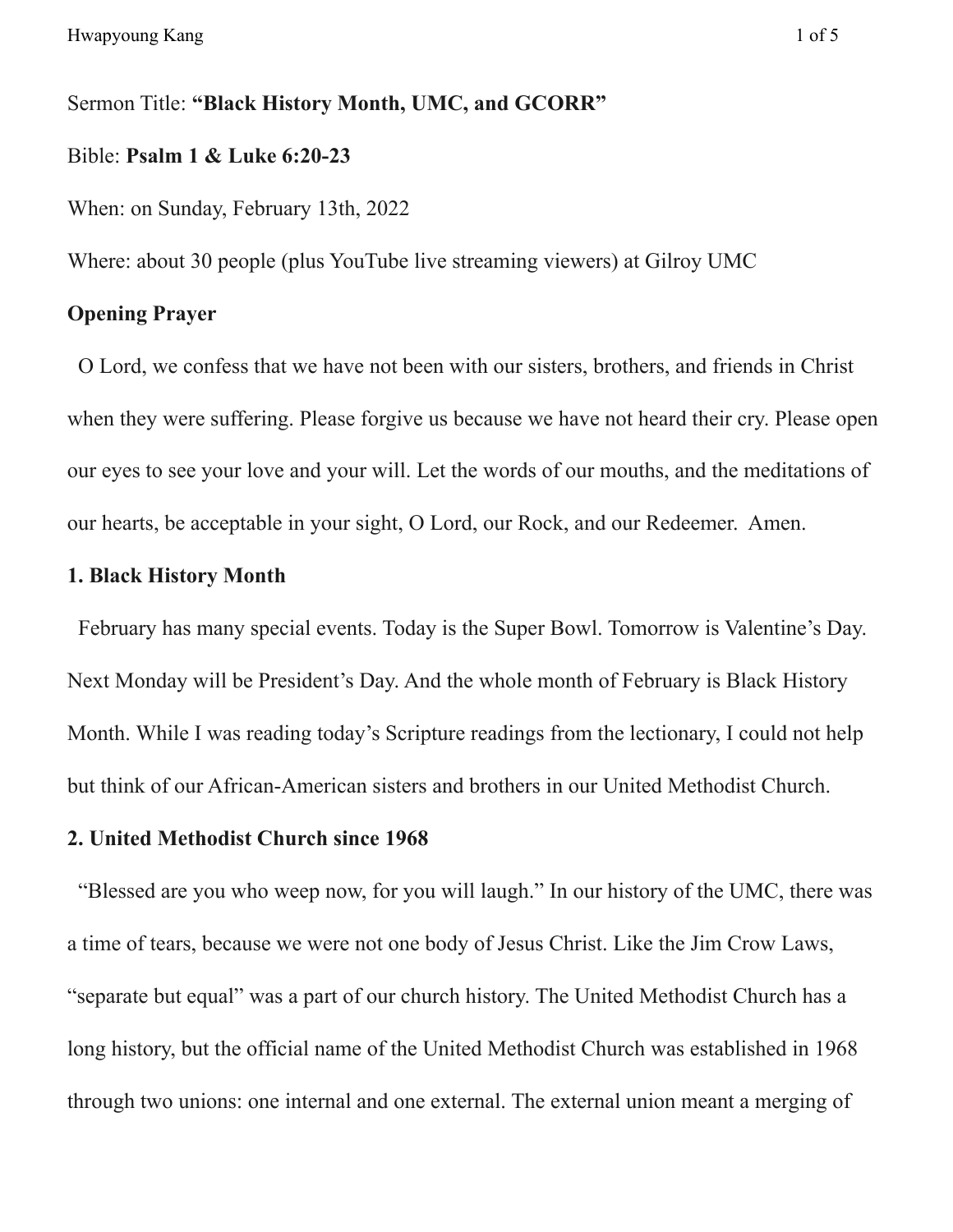Sermon Title: **"Black History Month, UMC, and GCORR"**

Bible: **Psalm 1 & Luke 6:20-23**

When: on Sunday, February 13th, 2022

Where: about 30 people (plus YouTube live streaming viewers) at Gilroy UMC

**Opening Prayer**

O Lord, we confess that we have not been with our sisters, brothers, and friends in Christ when they were suffering. Please forgive us because we have not heard their cry. Please open our eyes to see your love and your will. Let the words of our mouths, and the meditations of our hearts, be acceptable in your sight, O Lord, our Rock, and our Redeemer. Amen.

**1. Black History Month**

February has many special events. Today is the Super Bowl. Tomorrow is Valentine's Day. Next Monday will be President's Day. And the whole month of February is Black History Month. While I was reading today's Scripture readings from the lectionary, I could not help but think of our African-American sisters and brothers in our United Methodist Church.

**2. United Methodist Church since 1968**

"Blessed are you who weep now, for you will laugh." In our history of the UMC, there was a time of tears, because we were not one body of Jesus Christ. Like the Jim Crow Laws, "separate but equal" was a part of our church history. The United Methodist Church has a long history, but the official name of the United Methodist Church was established in 1968 through two unions: one internal and one external. The external union meant a merging of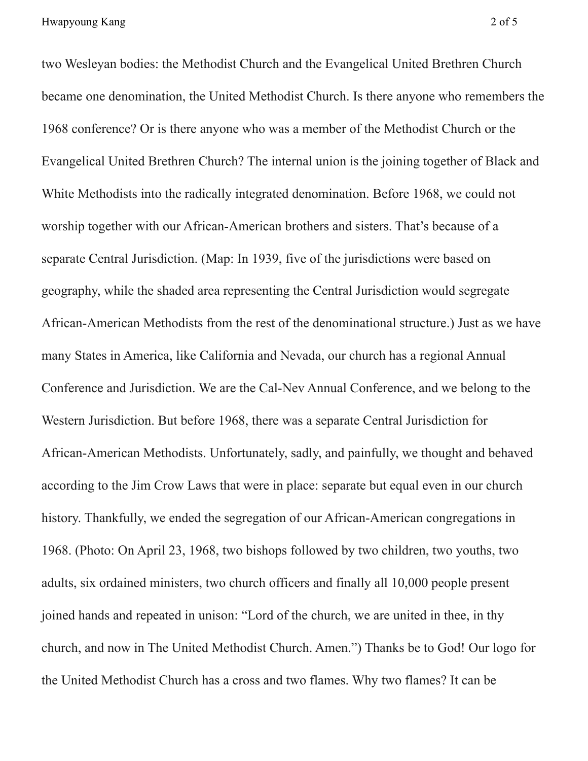two Wesleyan bodies: the Methodist Church and the Evangelical United Brethren Church became one denomination, the United Methodist Church. Is there anyone who remembers the 1968 conference? Or is there anyone who was a member of the Methodist Church or the Evangelical United Brethren Church? The internal union is the joining together of Black and White Methodists into the radically integrated denomination. Before 1968, we could not worship together with our African-American brothers and sisters. That's because of a separate Central Jurisdiction. (Map: In 1939, five of the jurisdictions were based on geography, while the shaded area representing the Central Jurisdiction would segregate African-American Methodists from the rest of the denominational structure.) Just as we have many States in America, like California and Nevada, our church has a regional Annual Conference and Jurisdiction. We are the Cal-Nev Annual Conference, and we belong to the Western Jurisdiction. But before 1968, there was a separate Central Jurisdiction for African-American Methodists. Unfortunately, sadly, and painfully, we thought and behaved according to the Jim Crow Laws that were in place: separate but equal even in our church history. Thankfully, we ended the segregation of our African-American congregations in 1968. (Photo: On April 23, 1968, two bishops followed by two children, two youths, two adults, six ordained ministers, two church officers and finally all 10,000 people present joined hands and repeated in unison: "Lord of the church, we are united in thee, in thy church, and now in The United Methodist Church. Amen.") Thanks be to God! Our logo for the United Methodist Church has a cross and two flames. Why two flames? It can be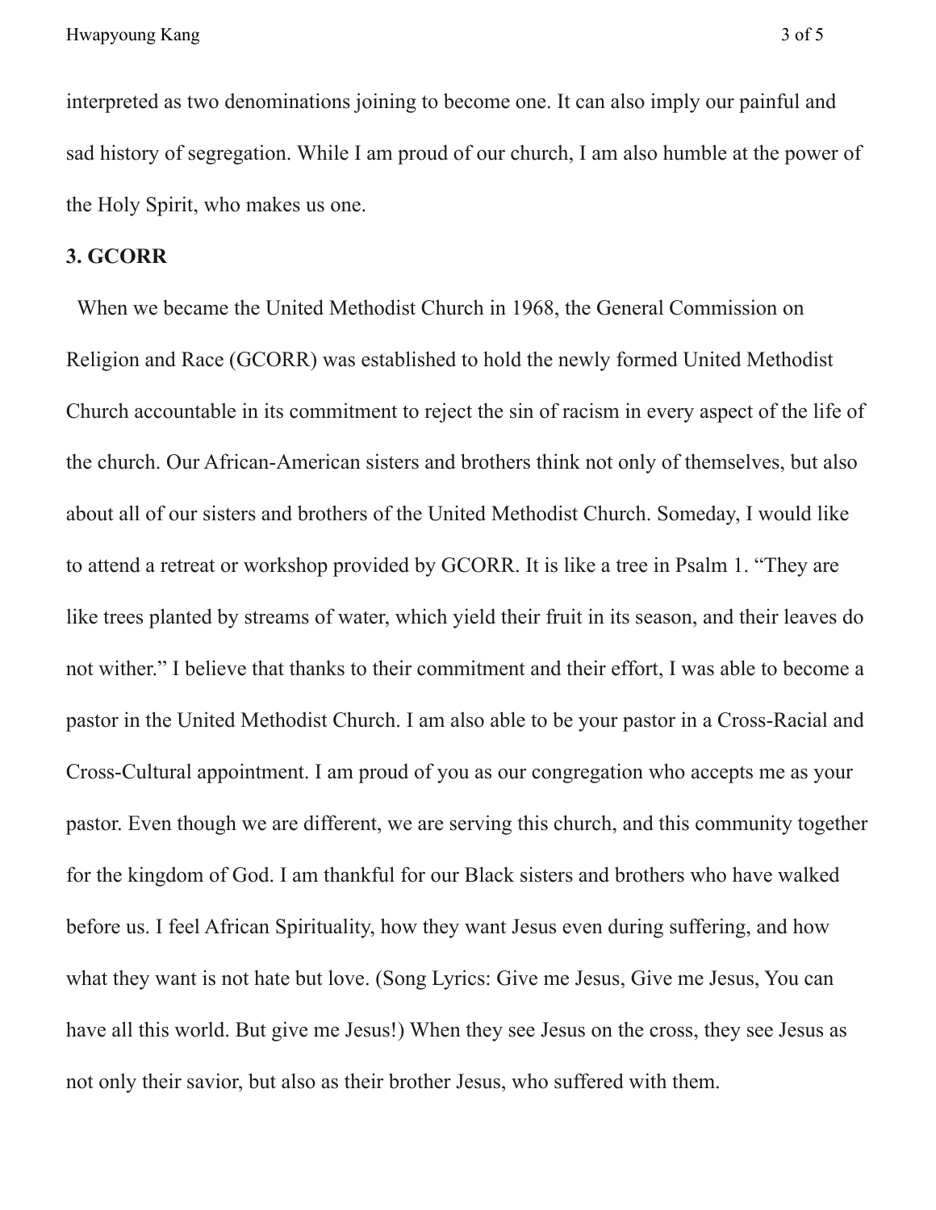interpreted as two denominations joining to become one. It can also imply our painful and sad history of segregation. While I am proud of our church, I am also humble at the power of the Holy Spirit, who makes us one.

**3. GCORR**

When we became the United Methodist Church in 1968, the General Commission on Religion and Race (GCORR) was established to hold the newly formed United Methodist Church accountable in its commitment to reject the sin of racism in every aspect of the life of the church. Our African-American sisters and brothers think not only of themselves, but also about all of our sisters and brothers of the United Methodist Church. Someday, I would like to attend a retreat or workshop provided by GCORR. It is like a tree in Psalm 1. "They are like trees planted by streams of water, which yield their fruit in its season, and their leaves do not wither." I believe that thanks to their commitment and their effort, I was able to become a pastor in the United Methodist Church. I am also able to be your pastor in a Cross-Racial and Cross-Cultural appointment. I am proud of you as our congregation who accepts me as your pastor. Even though we are different, we are serving this church, and this community together for the kingdom of God. I am thankful for our Black sisters and brothers who have walked before us. I feel African Spirituality, how they want Jesus even during suffering, and how what they want is not hate but love. (Song Lyrics: Give me Jesus, Give me Jesus, You can have all this world. But give me Jesus!) When they see Jesus on the cross, they see Jesus as not only their savior, but also as their brother Jesus, who suffered with them.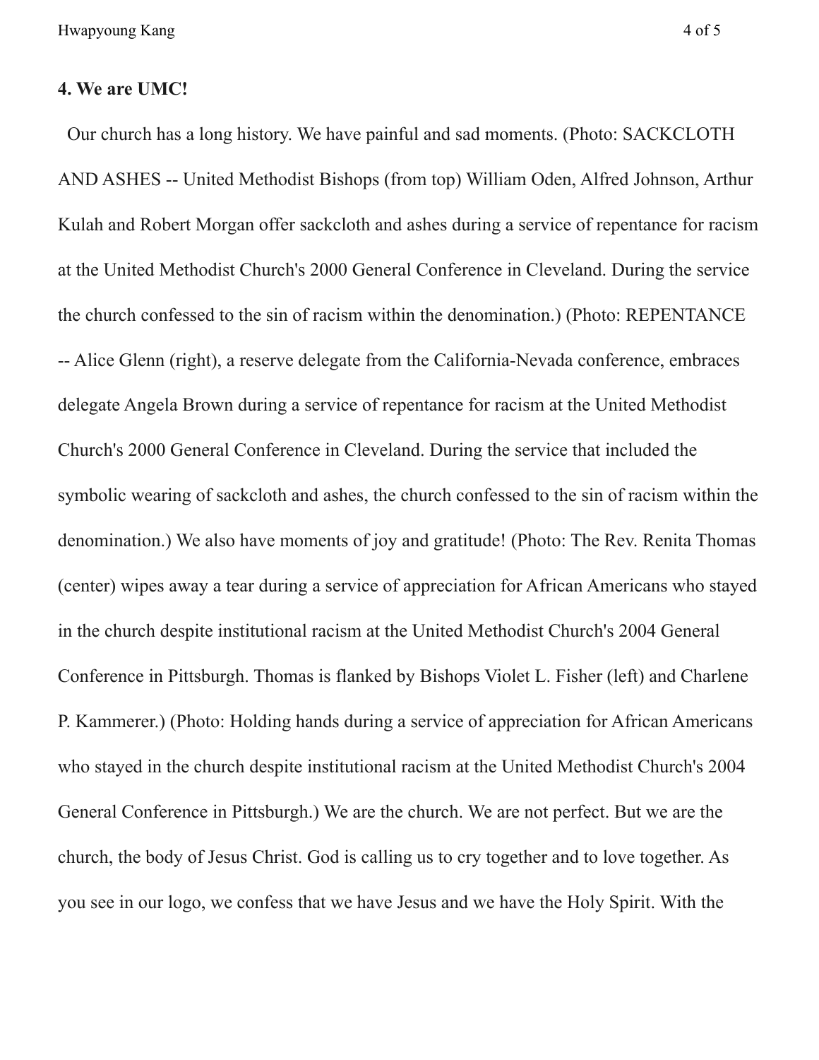## 4. We are UMC!

Our church has a long history. We have painful and sad moments. (Photo: SACKCLOTH AND ASHES -- United Methodist Bishops (from top) William Oden, Alfred Johnson, Arthur Kulah and Robert Morgan offer sackcloth and ashes during a service of repentance for racism at the United Methodist Church's 2000 General Conference in Cleveland. During the service the church confessed to the sin of racism within the denomination.) (Photo: REPENTANCE -- Alice Glenn (right), a reserve delegate from the California-Nevada conference, embraces delegate Angela Brown during a service of repentance for racism at the United Methodist Church's 2000 General Conference in Cleveland. During the service that included the symbolic wearing of sackcloth and ashes, the church confessed to the sin of racism within the denomination.) We also have moments of joy and gratitude! (Photo: The Rev. Renita Thomas (center) wipes away a tear during a service of appreciation for African Americans who stayed in the church despite institutional racism at the United Methodist Church's 2004 General Conference in Pittsburgh. Thomas is flanked by Bishops Violet L. Fisher (left) and Charlene P. Kammerer.) (Photo: Holding hands during a service of appreciation for African Americans who stayed in the church despite institutional racism at the United Methodist Church's 2004 General Conference in Pittsburgh.) We are the church. We are not perfect. But we are the church, the body of Jesus Christ. God is calling us to cry together and to love together. As you see in our logo, we confess that we have Jesus and we have the Holy Spirit. With the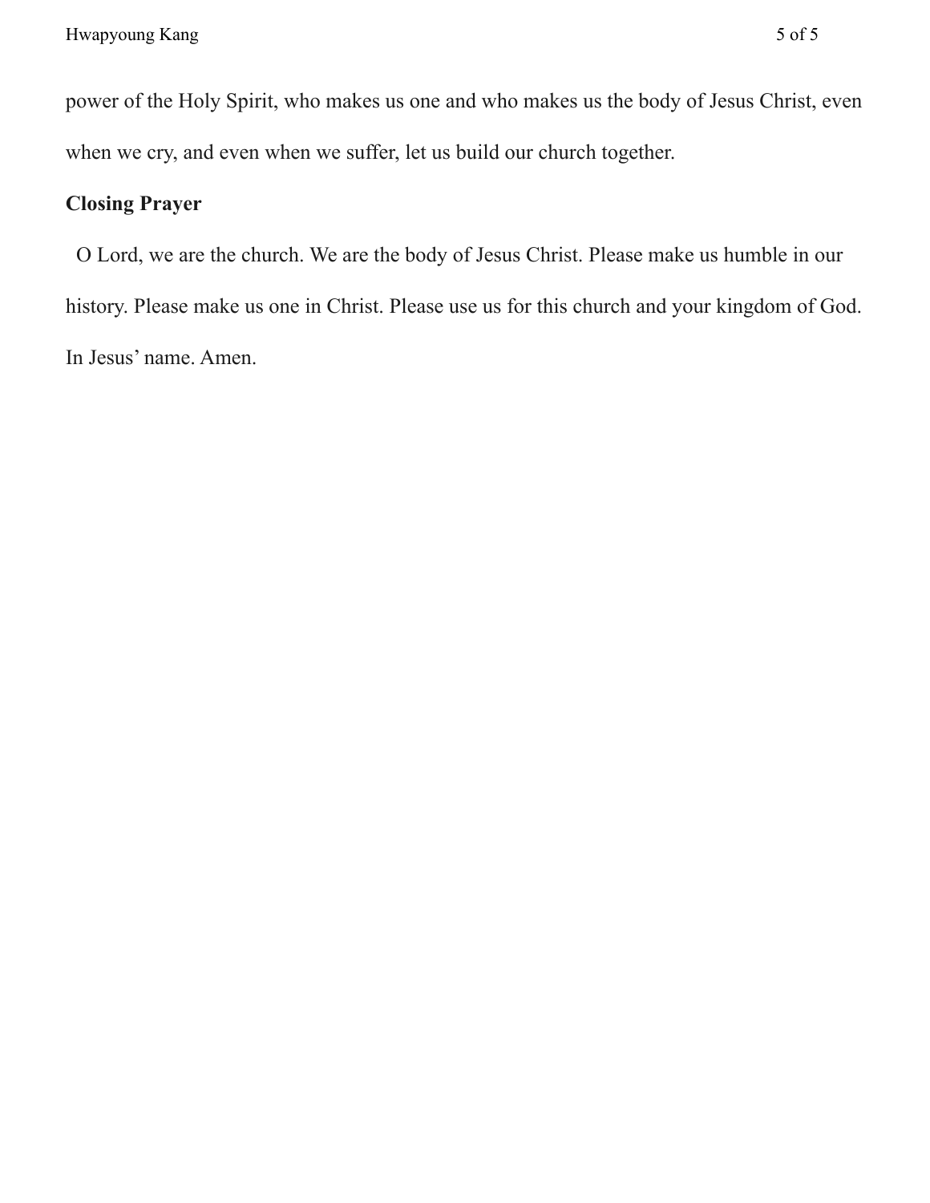power of the Holy Spirit, who makes us one and who makes us the body of Jesus Christ, even when we cry, and even when we suffer, let us build our church together.

**Closing Prayer**

O Lord, we are the church. We are the body of Jesus Christ. Please make us humble in our history. Please make us one in Christ. Please use us for this church and your kingdom of God. In Jesus' name. Amen.